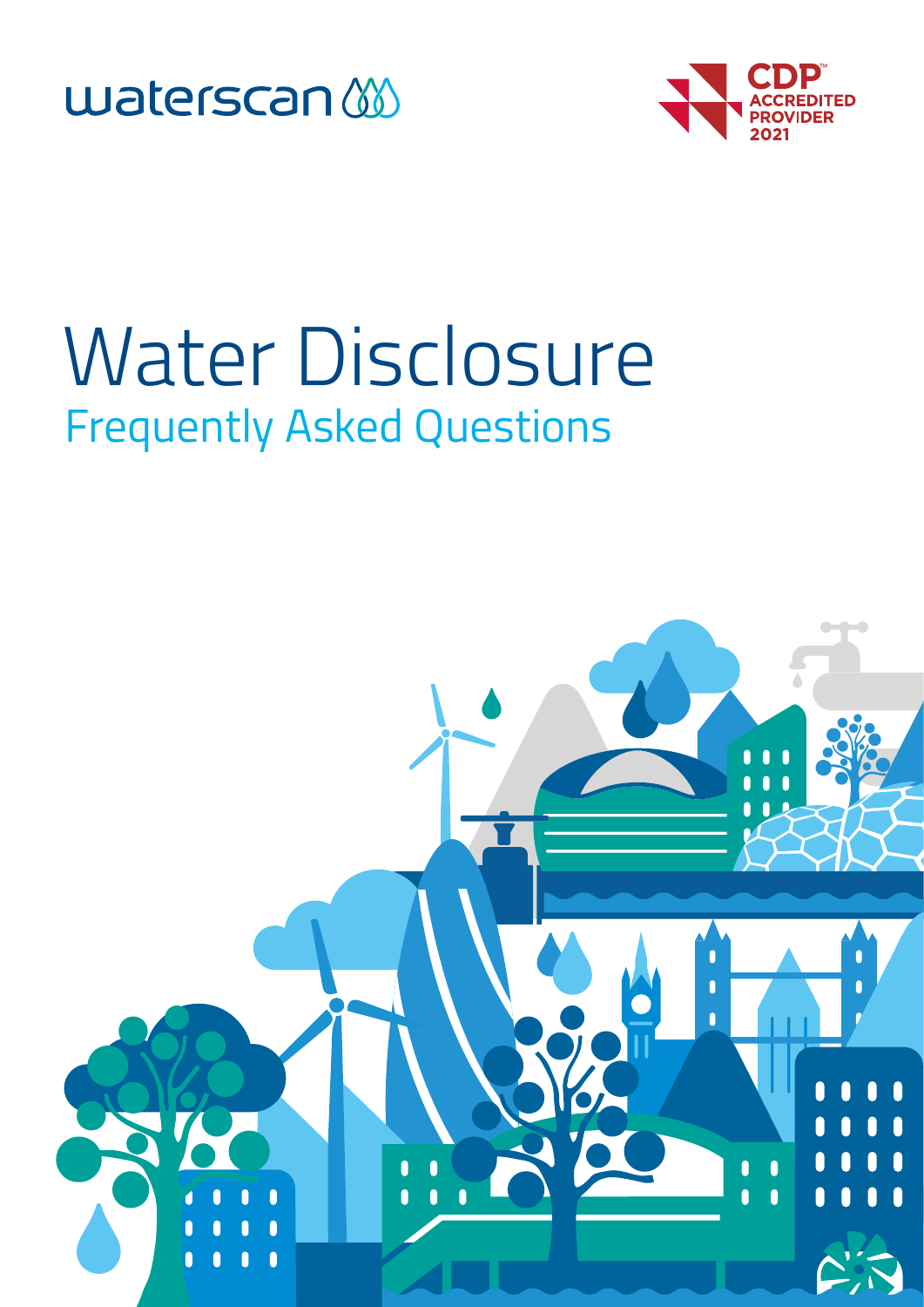waterscan

CDP™ ACCREDITED PROVIDER 2021

# Water Disclosure

## Frequently Asked Questions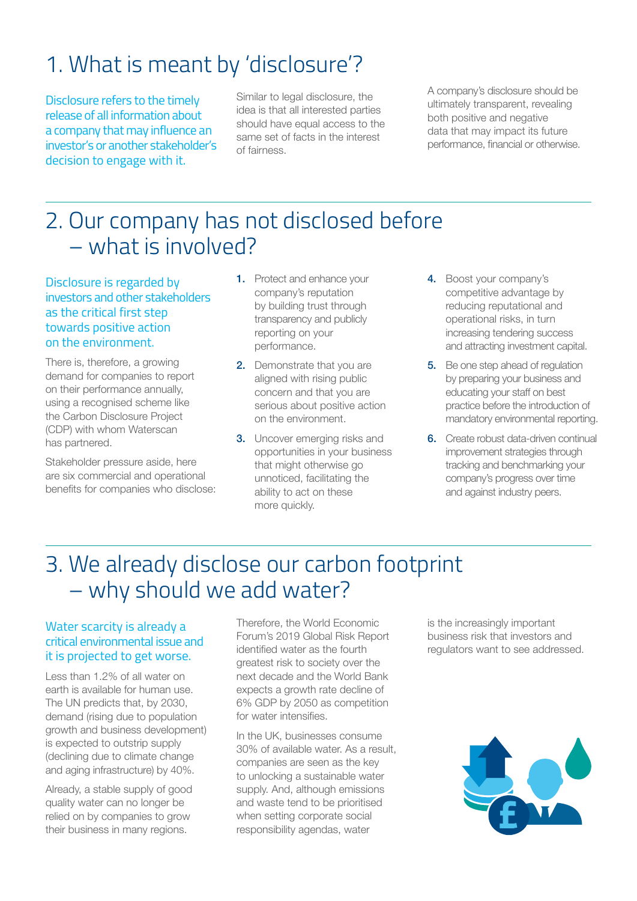# 1. What is meant by 'disclosure'?

Disclosure refers to the timely release of all information about a company that may influence an investor's or another stakeholder's decision to engage with it.

Similar to legal disclosure, the idea is that all interested parties should have equal access to the same set of facts in the interest of fairness.

A company's disclosure should be ultimately transparent, revealing both positive and negative data that may impact its future performance, financial or otherwise.

# 2. Our company has not disclosed before – what is involved?

Disclosure is regarded by investors and other stakeholders as the critical first step towards positive action on the environment.

There is, therefore, a growing demand for companies to report on their performance annually, using a recognised scheme like the Carbon Disclosure Project (CDP) with whom Waterscan has partnered.

Stakeholder pressure aside, here are six commercial and operational benefits for companies who disclose:

1. Protect and enhance your company's reputation by building trust through transparency and publicly reporting on your performance.
2. Demonstrate that you are aligned with rising public concern and that you are serious about positive action on the environment.
3. Uncover emerging risks and opportunities in your business that might otherwise go unnoticed, facilitating the ability to act on these more quickly.
4. Boost your company's competitive advantage by reducing reputational and operational risks, in turn increasing tendering success and attracting investment capital.
5. Be one step ahead of regulation by preparing your business and educating your staff on best practice before the introduction of mandatory environmental reporting.
6. Create robust data-driven continual improvement strategies through tracking and benchmarking your company's progress over time and against industry peers.

# 3. We already disclose our carbon footprint – why should we add water?

Water scarcity is already a critical environmental issue and it is projected to get worse.

Less than 1.2% of all water on earth is available for human use. The UN predicts that, by 2030, demand (rising due to population growth and business development) is expected to outstrip supply (declining due to climate change and aging infrastructure) by 40%.

Already, a stable supply of good quality water can no longer be relied on by companies to grow their business in many regions.

Therefore, the World Economic Forum's 2019 Global Risk Report identified water as the fourth greatest risk to society over the next decade and the World Bank expects a growth rate decline of 6% GDP by 2050 as competition for water intensifies.

In the UK, businesses consume 30% of available water. As a result, companies are seen as the key to unlocking a sustainable water supply. And, although emissions and waste tend to be prioritised when setting corporate social responsibility agendas, water is the increasingly important business risk that investors and regulators want to see addressed.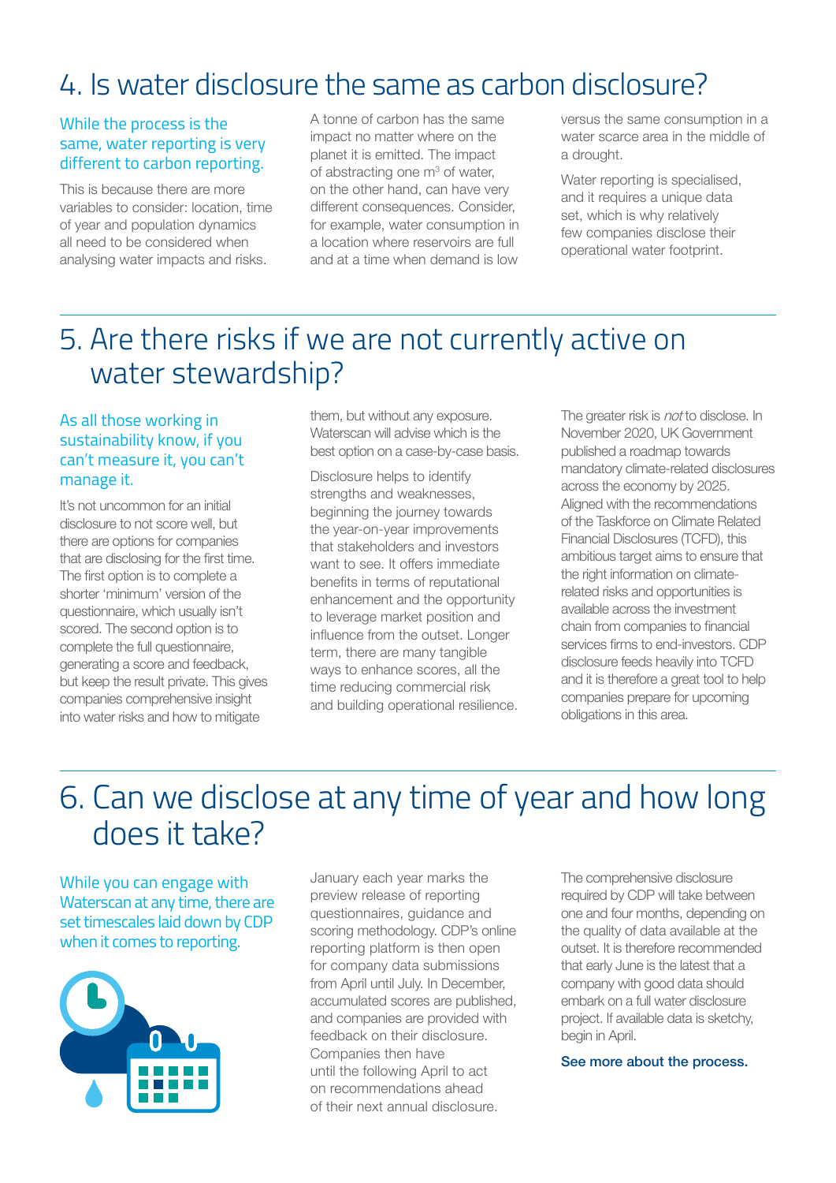## 4. Is water disclosure the same as carbon disclosure?

While the process is the same, water reporting is very different to carbon reporting.

This is because there are more variables to consider: location, time of year and population dynamics all need to be considered when analysing water impacts and risks.

A tonne of carbon has the same impact no matter where on the planet it is emitted. The impact of abstracting one $m^3$ of water, on the other hand, can have very different consequences. Consider, for example, water consumption in a location where reservoirs are full and at a time when demand is low versus the same consumption in a water scarce area in the middle of a drought.

Water reporting is specialised, and it requires a unique data set, which is why relatively few companies disclose their operational water footprint.

## 5. Are there risks if we are not currently active on water stewardship?

As all those working in sustainability know, if you can't measure it, you can't manage it.

It's not uncommon for an initial disclosure to not score well, but there are options for companies that are disclosing for the first time. The first option is to complete a shorter 'minimum' version of the questionnaire, which usually isn't scored. The second option is to complete the full questionnaire, generating a score and feedback, but keep the result private. This gives companies comprehensive insight into water risks and how to mitigate them, but without any exposure. Waterscan will advise which is the best option on a case-by-case basis.

Disclosure helps to identify strengths and weaknesses, beginning the journey towards the year-on-year improvements that stakeholders and investors want to see. It offers immediate benefits in terms of reputational enhancement and the opportunity to leverage market position and influence from the outset. Longer term, there are many tangible ways to enhance scores, all the time reducing commercial risk and building operational resilience.

The greater risk is *not* to disclose. In November 2020, UK Government published a roadmap towards mandatory climate-related disclosures across the economy by 2025. Aligned with the recommendations of the Taskforce on Climate Related Financial Disclosures (TCFD), this ambitious target aims to ensure that the right information on climate-related risks and opportunities is available across the investment chain from companies to financial services firms to end-investors. CDP disclosure feeds heavily into TCFD and it is therefore a great tool to help companies prepare for upcoming obligations in this area.

## 6. Can we disclose at any time of year and how long does it take?

While you can engage with Waterscan at any time, there are set timescales laid down by CDP when it comes to reporting.

January each year marks the preview release of reporting questionnaires, guidance and scoring methodology. CDP's online reporting platform is then open for company data submissions from April until July. In December, accumulated scores are published, and companies are provided with feedback on their disclosure. Companies then have until the following April to act on recommendations ahead of their next annual disclosure.

The comprehensive disclosure required by CDP will take between one and four months, depending on the quality of data available at the outset. It is therefore recommended that early June is the latest that a company with good data should embark on a full water disclosure project. If available data is sketchy, begin in April.

**See more about the process.**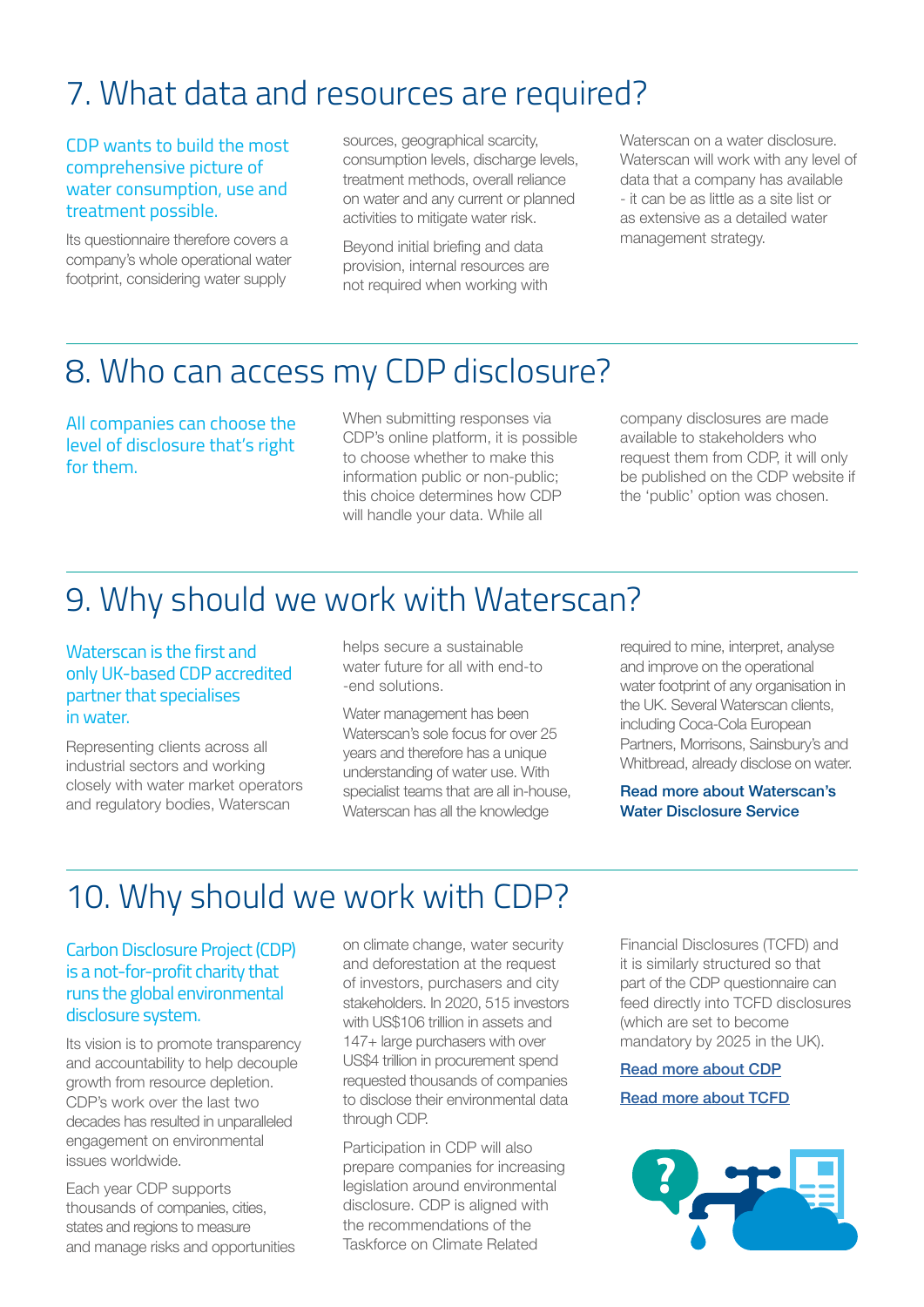## 7. What data and resources are required?

CDP wants to build the most comprehensive picture of water consumption, use and treatment possible.

Its questionnaire therefore covers a company's whole operational water footprint, considering water supply sources, geographical scarcity, consumption levels, discharge levels, treatment methods, overall reliance on water and any current or planned activities to mitigate water risk.

Beyond initial briefing and data provision, internal resources are not required when working with Waterscan on a water disclosure. Waterscan will work with any level of data that a company has available - it can be as little as a site list or as extensive as a detailed water management strategy.

## 8. Who can access my CDP disclosure?

All companies can choose the level of disclosure that's right for them.

When submitting responses via CDP's online platform, it is possible to choose whether to make this information public or non-public; this choice determines how CDP will handle your data. While all company disclosures are made available to stakeholders who request them from CDP, it will only be published on the CDP website if the 'public' option was chosen.

## 9. Why should we work with Waterscan?

Waterscan is the first and only UK-based CDP accredited partner that specialises in water.

Representing clients across all industrial sectors and working closely with water market operators and regulatory bodies, Waterscan helps secure a sustainable water future for all with end-to -end solutions.

Water management has been Waterscan's sole focus for over 25 years and therefore has a unique understanding of water use. With specialist teams that are all in-house, Waterscan has all the knowledge required to mine, interpret, analyse and improve on the operational water footprint of any organisation in the UK. Several Waterscan clients, including Coca-Cola European Partners, Morrisons, Sainsbury's and Whitbread, already disclose on water.

**Read more about Waterscan's Water Disclosure Service**

## 10. Why should we work with CDP?

Carbon Disclosure Project (CDP) is a not-for-profit charity that runs the global environmental disclosure system.

Its vision is to promote transparency and accountability to help decouple growth from resource depletion. CDP's work over the last two decades has resulted in unparalleled engagement on environmental issues worldwide.

Each year CDP supports thousands of companies, cities, states and regions to measure and manage risks and opportunities on climate change, water security and deforestation at the request of investors, purchasers and city stakeholders. In 2020, 515 investors with US$106 trillion in assets and 147+ large purchasers with over US$4 trillion in procurement spend requested thousands of companies to disclose their environmental data through CDP.

Participation in CDP will also prepare companies for increasing legislation around environmental disclosure. CDP is aligned with the recommendations of the Taskforce on Climate Related Financial Disclosures (TCFD) and it is similarly structured so that part of the CDP questionnaire can feed directly into TCFD disclosures (which are set to become mandatory by 2025 in the UK).

Read more about CDP

Read more about TCFD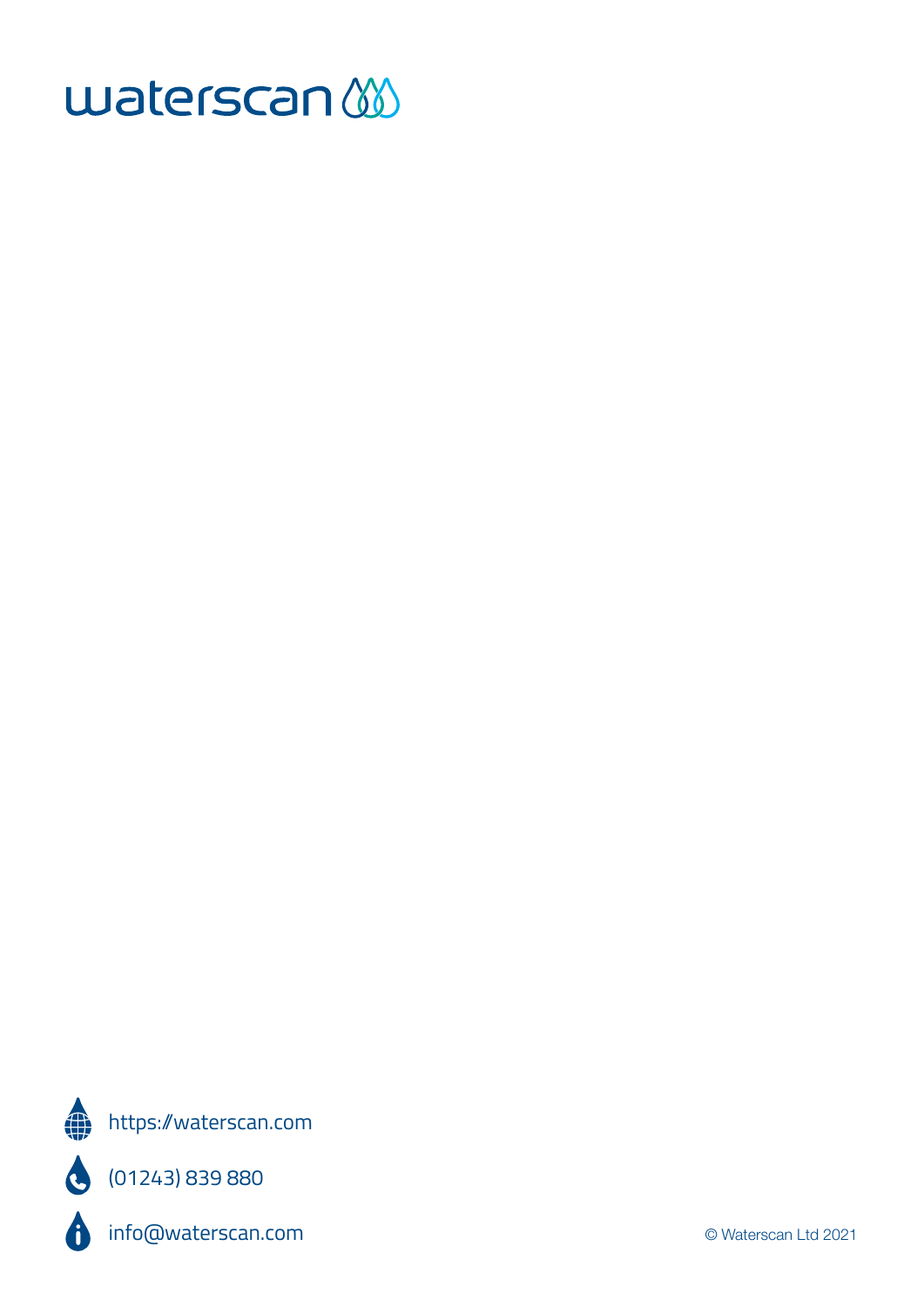waterscan

https://waterscan.com

(01243) 839 880

info@waterscan.com

© Waterscan Ltd 2021